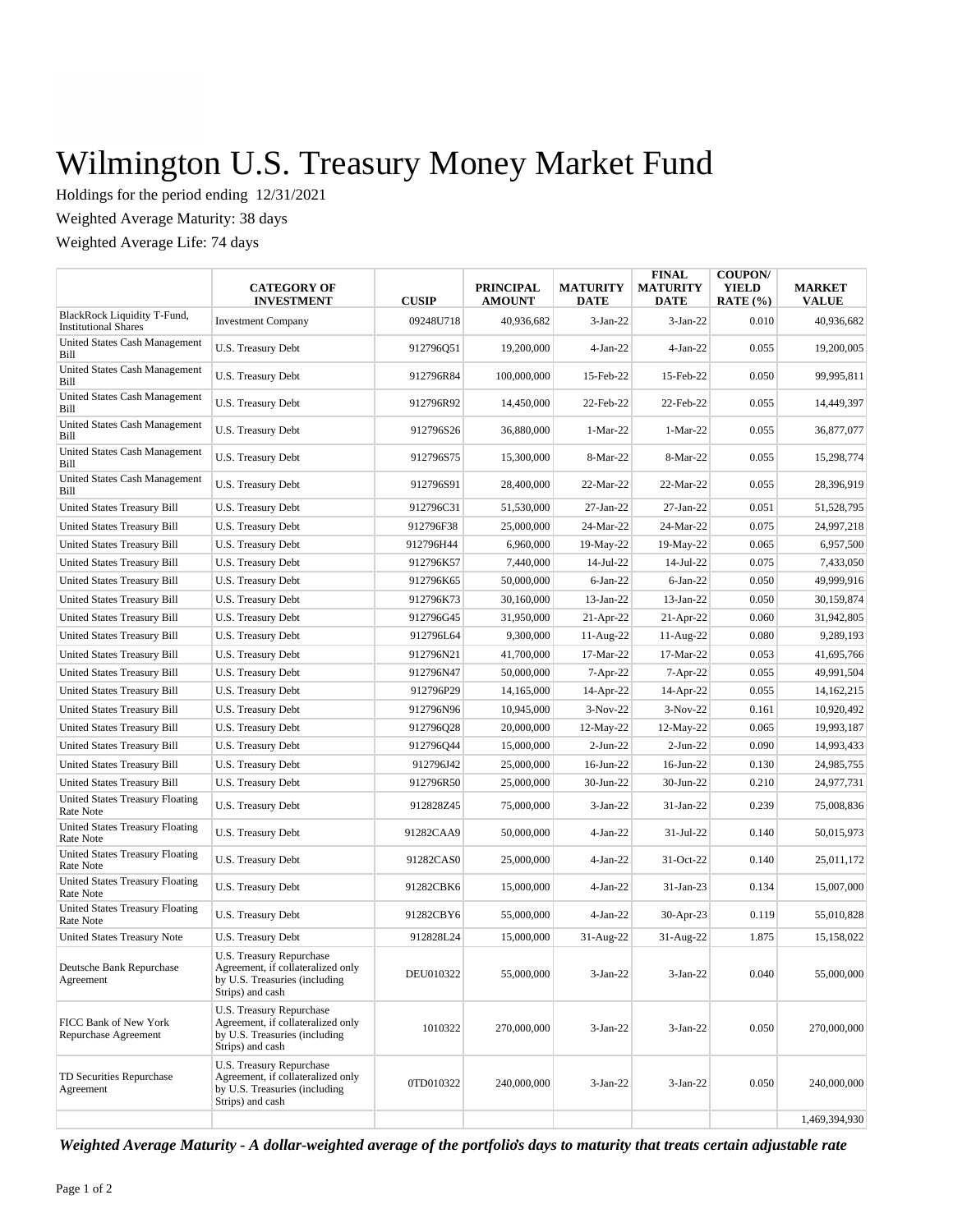# Wilmington U.S. Treasury Money Market Fund

Holdings for the period ending 12/31/2021

Weighted Average Maturity: 38 days

Weighted Average Life: 74 days

| | CATEGORY OF INVESTMENT | CUSIP | PRINCIPAL AMOUNT | MATURITY DATE | FINAL MATURITY DATE | COUPON/ YIELD RATE (%) | MARKET VALUE |
|---|---|---|---|---|---|---|---|
| BlackRock Liquidity T-Fund, Institutional Shares | Investment Company | 09248U718 | 40,936,682 | 3-Jan-22 | 3-Jan-22 | 0.010 | 40,936,682 |
| United States Cash Management Bill | U.S. Treasury Debt | 912796Q51 | 19,200,000 | 4-Jan-22 | 4-Jan-22 | 0.055 | 19,200,005 |
| United States Cash Management Bill | U.S. Treasury Debt | 912796R84 | 100,000,000 | 15-Feb-22 | 15-Feb-22 | 0.050 | 99,995,811 |
| United States Cash Management Bill | U.S. Treasury Debt | 912796R92 | 14,450,000 | 22-Feb-22 | 22-Feb-22 | 0.055 | 14,449,397 |
| United States Cash Management Bill | U.S. Treasury Debt | 912796S26 | 36,880,000 | 1-Mar-22 | 1-Mar-22 | 0.055 | 36,877,077 |
| United States Cash Management Bill | U.S. Treasury Debt | 912796S75 | 15,300,000 | 8-Mar-22 | 8-Mar-22 | 0.055 | 15,298,774 |
| United States Cash Management Bill | U.S. Treasury Debt | 912796S91 | 28,400,000 | 22-Mar-22 | 22-Mar-22 | 0.055 | 28,396,919 |
| United States Treasury Bill | U.S. Treasury Debt | 912796C31 | 51,530,000 | 27-Jan-22 | 27-Jan-22 | 0.051 | 51,528,795 |
| United States Treasury Bill | U.S. Treasury Debt | 912796F38 | 25,000,000 | 24-Mar-22 | 24-Mar-22 | 0.075 | 24,997,218 |
| United States Treasury Bill | U.S. Treasury Debt | 912796H44 | 6,960,000 | 19-May-22 | 19-May-22 | 0.065 | 6,957,500 |
| United States Treasury Bill | U.S. Treasury Debt | 912796K57 | 7,440,000 | 14-Jul-22 | 14-Jul-22 | 0.075 | 7,433,050 |
| United States Treasury Bill | U.S. Treasury Debt | 912796K65 | 50,000,000 | 6-Jan-22 | 6-Jan-22 | 0.050 | 49,999,916 |
| United States Treasury Bill | U.S. Treasury Debt | 912796K73 | 30,160,000 | 13-Jan-22 | 13-Jan-22 | 0.050 | 30,159,874 |
| United States Treasury Bill | U.S. Treasury Debt | 912796G45 | 31,950,000 | 21-Apr-22 | 21-Apr-22 | 0.060 | 31,942,805 |
| United States Treasury Bill | U.S. Treasury Debt | 912796L64 | 9,300,000 | 11-Aug-22 | 11-Aug-22 | 0.080 | 9,289,193 |
| United States Treasury Bill | U.S. Treasury Debt | 912796N21 | 41,700,000 | 17-Mar-22 | 17-Mar-22 | 0.053 | 41,695,766 |
| United States Treasury Bill | U.S. Treasury Debt | 912796N47 | 50,000,000 | 7-Apr-22 | 7-Apr-22 | 0.055 | 49,991,504 |
| United States Treasury Bill | U.S. Treasury Debt | 912796P29 | 14,165,000 | 14-Apr-22 | 14-Apr-22 | 0.055 | 14,162,215 |
| United States Treasury Bill | U.S. Treasury Debt | 912796N96 | 10,945,000 | 3-Nov-22 | 3-Nov-22 | 0.161 | 10,920,492 |
| United States Treasury Bill | U.S. Treasury Debt | 912796Q28 | 20,000,000 | 12-May-22 | 12-May-22 | 0.065 | 19,993,187 |
| United States Treasury Bill | U.S. Treasury Debt | 912796Q44 | 15,000,000 | 2-Jun-22 | 2-Jun-22 | 0.090 | 14,993,433 |
| United States Treasury Bill | U.S. Treasury Debt | 912796J42 | 25,000,000 | 16-Jun-22 | 16-Jun-22 | 0.130 | 24,985,755 |
| United States Treasury Bill | U.S. Treasury Debt | 912796R50 | 25,000,000 | 30-Jun-22 | 30-Jun-22 | 0.210 | 24,977,731 |
| United States Treasury Floating Rate Note | U.S. Treasury Debt | 912828Z45 | 75,000,000 | 3-Jan-22 | 31-Jan-22 | 0.239 | 75,008,836 |
| United States Treasury Floating Rate Note | U.S. Treasury Debt | 91282CAA9 | 50,000,000 | 4-Jan-22 | 31-Jul-22 | 0.140 | 50,015,973 |
| United States Treasury Floating Rate Note | U.S. Treasury Debt | 91282CAS0 | 25,000,000 | 4-Jan-22 | 31-Oct-22 | 0.140 | 25,011,172 |
| United States Treasury Floating Rate Note | U.S. Treasury Debt | 91282CBK6 | 15,000,000 | 4-Jan-22 | 31-Jan-23 | 0.134 | 15,007,000 |
| United States Treasury Floating Rate Note | U.S. Treasury Debt | 91282CBY6 | 55,000,000 | 4-Jan-22 | 30-Apr-23 | 0.119 | 55,010,828 |
| United States Treasury Note | U.S. Treasury Debt | 912828L24 | 15,000,000 | 31-Aug-22 | 31-Aug-22 | 1.875 | 15,158,022 |
| Deutsche Bank Repurchase Agreement | U.S. Treasury Repurchase Agreement, if collateralized only by U.S. Treasuries (including Strips) and cash | DEU010322 | 55,000,000 | 3-Jan-22 | 3-Jan-22 | 0.040 | 55,000,000 |
| FICC Bank of New York Repurchase Agreement | U.S. Treasury Repurchase Agreement, if collateralized only by U.S. Treasuries (including Strips) and cash | 1010322 | 270,000,000 | 3-Jan-22 | 3-Jan-22 | 0.050 | 270,000,000 |
| TD Securities Repurchase Agreement | U.S. Treasury Repurchase Agreement, if collateralized only by U.S. Treasuries (including Strips) and cash | 0TD010322 | 240,000,000 | 3-Jan-22 | 3-Jan-22 | 0.050 | 240,000,000 |
| | | | | | | | 1,469,394,930 |

***Weighted Average Maturity - A dollar-weighted average of the portfolio's days to maturity that treats certain adjustable rate***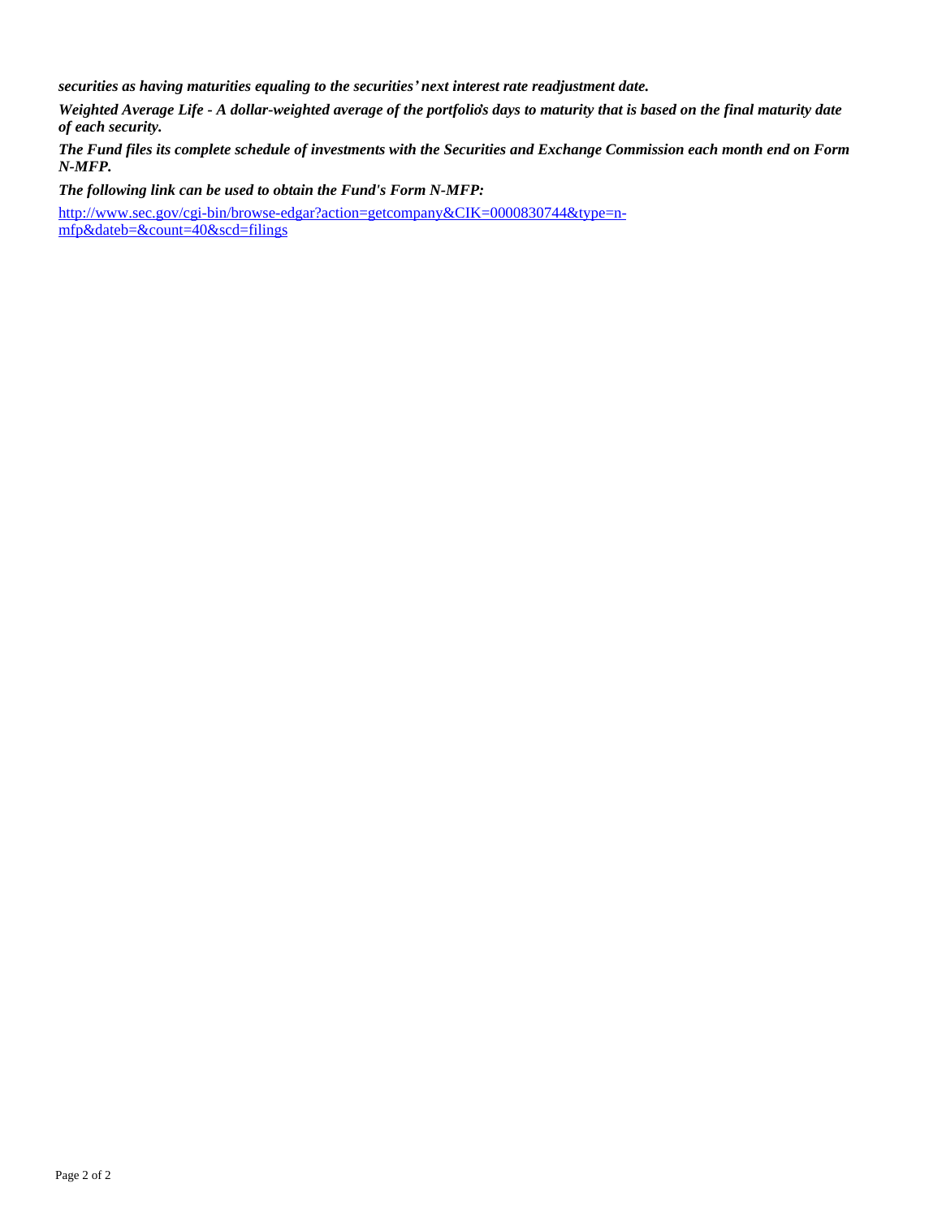***securities as having maturities equaling to the securities' next interest rate readjustment date.***

***Weighted Average Life - A dollar-weighted average of the portfolio's days to maturity that is based on the final maturity date of each security.***

***The Fund files its complete schedule of investments with the Securities and Exchange Commission each month end on Form N-MFP.***

***The following link can be used to obtain the Fund's Form N-MFP:***

http://www.sec.gov/cgi-bin/browse-edgar?action=getcompany&CIK=0000830744&type=n-mfp&dateb=&count=40&scd=filings